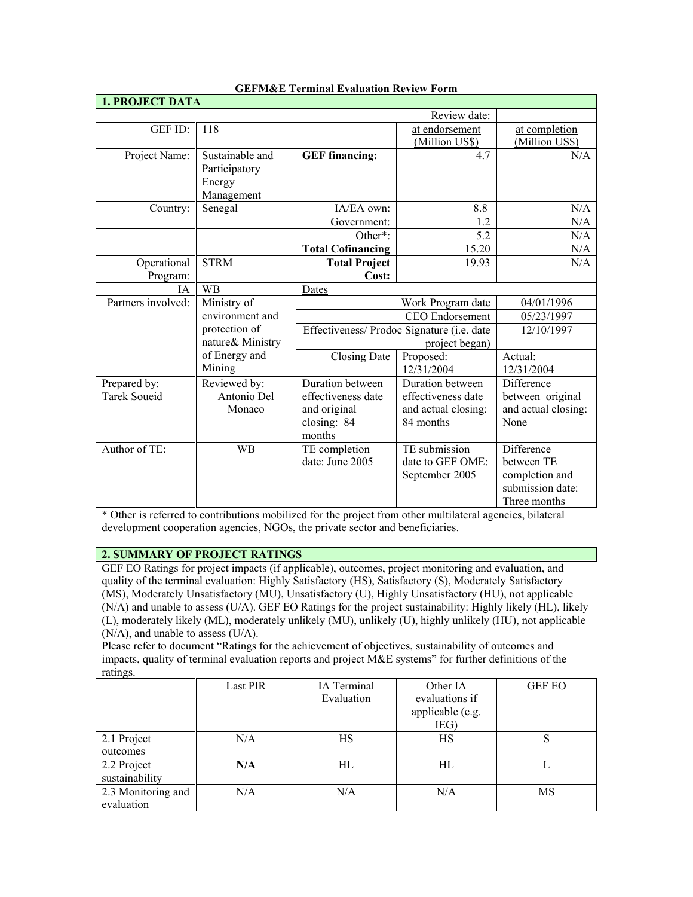**GEFM&E Terminal Evaluation Review Form**

| **1. PROJECT DATA** | | | | |
|---|---|---|---|---|
| | | | Review date: | |
| GEF ID: | 118 | | at endorsement (Million US$) | at completion (Million US$) |
| Project Name: | Sustainable and Participatory Energy Management | **GEF financing:** | 4.7 | N/A |
| Country: | Senegal | IA/EA own: | 8.8 | N/A |
| | | Government: | 1.2 | N/A |
| | | Other*: | 5.2 | N/A |
| | | **Total Cofinancing** | 15.20 | N/A |
| Operational Program: | STRM | **Total Project Cost:** | 19.93 | N/A |
| IA | WB | Dates | | |
| Partners involved: | Ministry of environment and protection of nature& Ministry of Energy and Mining | Work Program date | | 04/01/1996 |
| | | CEO Endorsement | | 05/23/1997 |
| | | Effectiveness/ Prodoc Signature (i.e. date project began) | | 12/10/1997 |
| | | Closing Date | Proposed: 12/31/2004 | Actual: 12/31/2004 |
| Prepared by: Tarek Soueid | Reviewed by: Antonio Del Monaco | Duration between effectiveness date and original closing: 84 months | Duration between effectiveness date and actual closing: 84 months | Difference between original and actual closing: None |
| Author of TE: | WB | TE completion date: June 2005 | TE submission date to GEF OME: September 2005 | Difference between TE completion and submission date: Three months |

* Other is referred to contributions mobilized for the project from other multilateral agencies, bilateral development cooperation agencies, NGOs, the private sector and beneficiaries.

## 2. SUMMARY OF PROJECT RATINGS

GEF EO Ratings for project impacts (if applicable), outcomes, project monitoring and evaluation, and quality of the terminal evaluation: Highly Satisfactory (HS), Satisfactory (S), Moderately Satisfactory (MS), Moderately Unsatisfactory (MU), Unsatisfactory (U), Highly Unsatisfactory (HU), not applicable (N/A) and unable to assess (U/A). GEF EO Ratings for the project sustainability: Highly likely (HL), likely (L), moderately likely (ML), moderately unlikely (MU), unlikely (U), highly unlikely (HU), not applicable (N/A), and unable to assess (U/A).

Please refer to document "Ratings for the achievement of objectives, sustainability of outcomes and impacts, quality of terminal evaluation reports and project M&E systems" for further definitions of the ratings.

| | Last PIR | IA Terminal Evaluation | Other IA evaluations if applicable (e.g. IEG) | GEF EO |
|---|---|---|---|---|
| 2.1 Project outcomes | N/A | HS | HS | S |
| 2.2 Project sustainability | **N/A** | HL | HL | L |
| 2.3 Monitoring and evaluation | N/A | N/A | N/A | MS |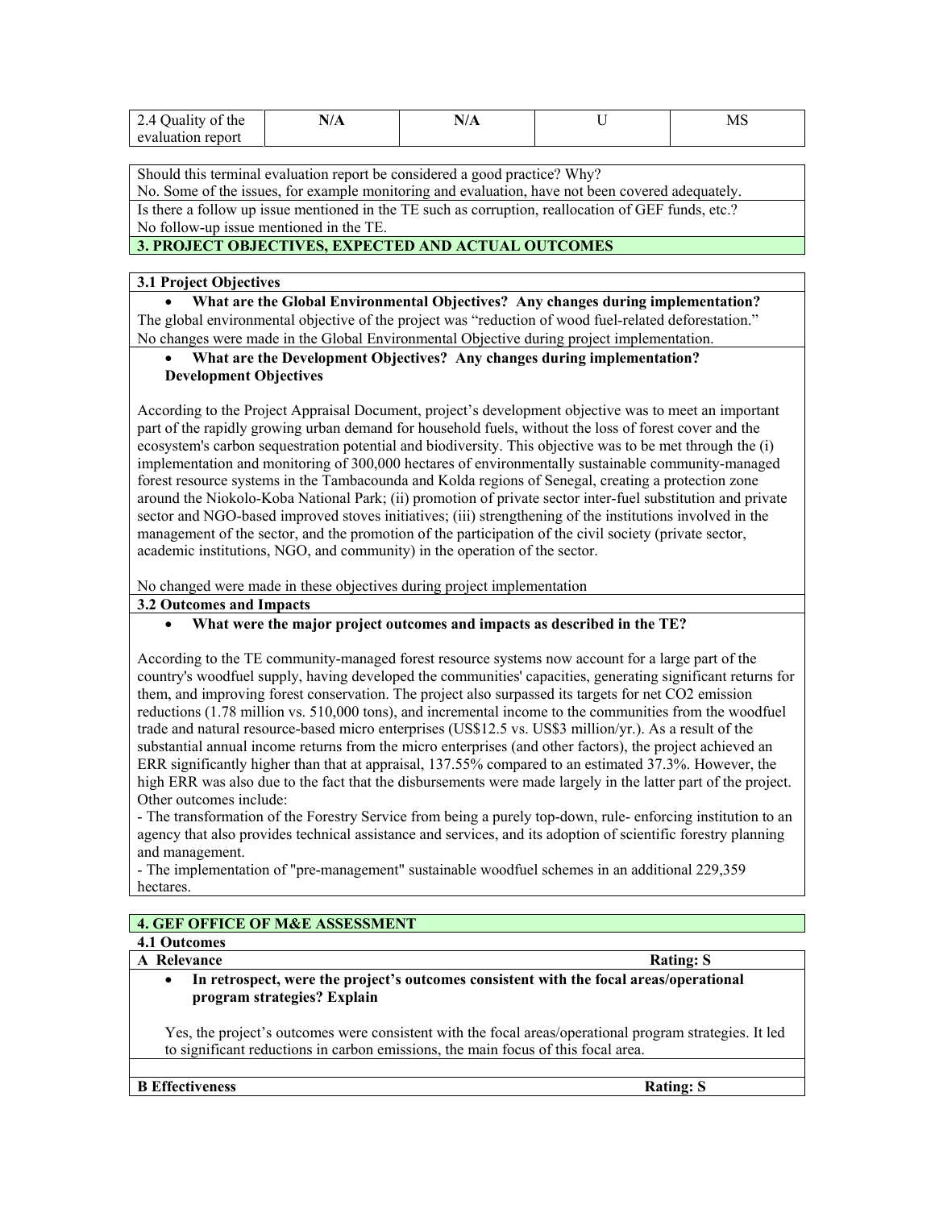| 2.4 Quality of the evaluation report | N/A | N/A | U | MS |
|---|---|---|---|---|

Should this terminal evaluation report be considered a good practice? Why?
No. Some of the issues, for example monitoring and evaluation, have not been covered adequately.

Is there a follow up issue mentioned in the TE such as corruption, reallocation of GEF funds, etc.?
No follow-up issue mentioned in the TE.

## 3. PROJECT OBJECTIVES, EXPECTED AND ACTUAL OUTCOMES

### 3.1 Project Objectives

- **What are the Global Environmental Objectives? Any changes during implementation?**

The global environmental objective of the project was "reduction of wood fuel-related deforestation." No changes were made in the Global Environmental Objective during project implementation.

- **What are the Development Objectives? Any changes during implementation?**
  **Development Objectives**

According to the Project Appraisal Document, project's development objective was to meet an important part of the rapidly growing urban demand for household fuels, without the loss of forest cover and the ecosystem's carbon sequestration potential and biodiversity. This objective was to be met through the (i) implementation and monitoring of 300,000 hectares of environmentally sustainable community-managed forest resource systems in the Tambacounda and Kolda regions of Senegal, creating a protection zone around the Niokolo-Koba National Park; (ii) promotion of private sector inter-fuel substitution and private sector and NGO-based improved stoves initiatives; (iii) strengthening of the institutions involved in the management of the sector, and the promotion of the participation of the civil society (private sector, academic institutions, NGO, and community) in the operation of the sector.

No changed were made in these objectives during project implementation

### 3.2 Outcomes and Impacts

- **What were the major project outcomes and impacts as described in the TE?**

According to the TE community-managed forest resource systems now account for a large part of the country's woodfuel supply, having developed the communities' capacities, generating significant returns for them, and improving forest conservation. The project also surpassed its targets for net $CO_2$ emission reductions (1.78 million vs. 510,000 tons), and incremental income to the communities from the woodfuel trade and natural resource-based micro enterprises (US$12.5 vs. US$3 million/yr.). As a result of the substantial annual income returns from the micro enterprises (and other factors), the project achieved an ERR significantly higher than that at appraisal, 137.55% compared to an estimated 37.3%. However, the high ERR was also due to the fact that the disbursements were made largely in the latter part of the project. Other outcomes include:

- The transformation of the Forestry Service from being a purely top-down, rule- enforcing institution to an agency that also provides technical assistance and services, and its adoption of scientific forestry planning and management.
- The implementation of "pre-management" sustainable woodfuel schemes in an additional 229,359 hectares.

## 4. GEF OFFICE OF M&E ASSESSMENT

### 4.1 Outcomes

**A Relevance** — **Rating: S**

- **In retrospect, were the project's outcomes consistent with the focal areas/operational program strategies? Explain**

Yes, the project's outcomes were consistent with the focal areas/operational program strategies. It led to significant reductions in carbon emissions, the main focus of this focal area.

**B Effectiveness** — **Rating: S**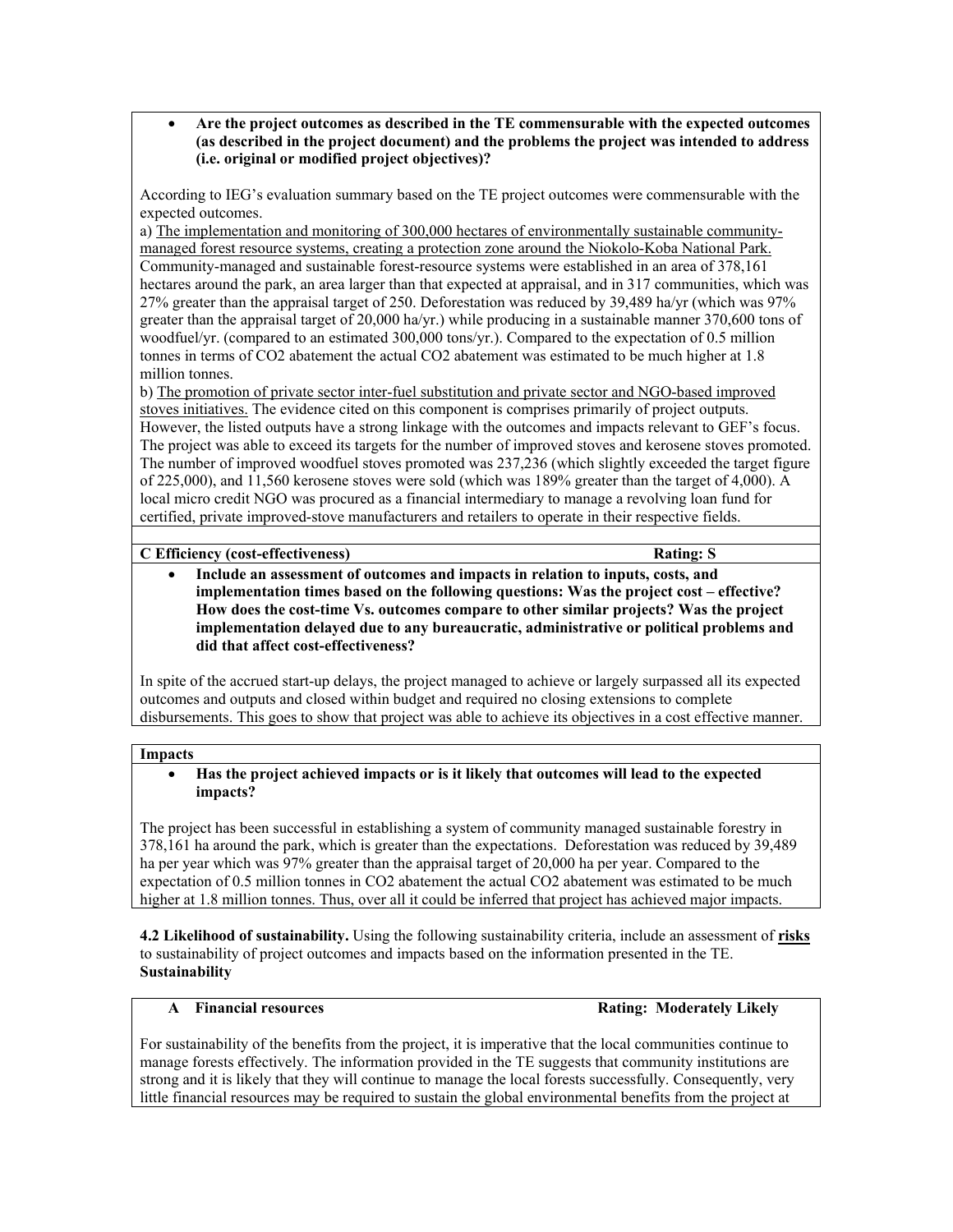- **Are the project outcomes as described in the TE commensurable with the expected outcomes (as described in the project document) and the problems the project was intended to address (i.e. original or modified project objectives)?**

According to IEG's evaluation summary based on the TE project outcomes were commensurable with the expected outcomes.

a) The implementation and monitoring of 300,000 hectares of environmentally sustainable community-managed forest resource systems, creating a protection zone around the Niokolo-Koba National Park. Community-managed and sustainable forest-resource systems were established in an area of 378,161 hectares around the park, an area larger than that expected at appraisal, and in 317 communities, which was 27% greater than the appraisal target of 250. Deforestation was reduced by 39,489 ha/yr (which was 97% greater than the appraisal target of 20,000 ha/yr.) while producing in a sustainable manner 370,600 tons of woodfuel/yr. (compared to an estimated 300,000 tons/yr.). Compared to the expectation of 0.5 million tonnes in terms of $CO_2$ abatement the actual $CO_2$ abatement was estimated to be much higher at 1.8 million tonnes.

b) The promotion of private sector inter-fuel substitution and private sector and NGO-based improved stoves initiatives. The evidence cited on this component is comprises primarily of project outputs. However, the listed outputs have a strong linkage with the outcomes and impacts relevant to GEF's focus. The project was able to exceed its targets for the number of improved stoves and kerosene stoves promoted. The number of improved woodfuel stoves promoted was 237,236 (which slightly exceeded the target figure of 225,000), and 11,560 kerosene stoves were sold (which was 189% greater than the target of 4,000). A local micro credit NGO was procured as a financial intermediary to manage a revolving loan fund for certified, private improved-stove manufacturers and retailers to operate in their respective fields.

**C Efficiency (cost-effectiveness)** **Rating: S**

- **Include an assessment of outcomes and impacts in relation to inputs, costs, and implementation times based on the following questions: Was the project cost – effective? How does the cost-time Vs. outcomes compare to other similar projects? Was the project implementation delayed due to any bureaucratic, administrative or political problems and did that affect cost-effectiveness?**

In spite of the accrued start-up delays, the project managed to achieve or largely surpassed all its expected outcomes and outputs and closed within budget and required no closing extensions to complete disbursements. This goes to show that project was able to achieve its objectives in a cost effective manner.

**Impacts**

- **Has the project achieved impacts or is it likely that outcomes will lead to the expected impacts?**

The project has been successful in establishing a system of community managed sustainable forestry in 378,161 ha around the park, which is greater than the expectations. Deforestation was reduced by 39,489 ha per year which was 97% greater than the appraisal target of 20,000 ha per year. Compared to the expectation of 0.5 million tonnes in $CO_2$ abatement the actual $CO_2$ abatement was estimated to be much higher at 1.8 million tonnes. Thus, over all it could be inferred that project has achieved major impacts.

**4.2 Likelihood of sustainability.** Using the following sustainability criteria, include an assessment of **risks** to sustainability of project outcomes and impacts based on the information presented in the TE.
**Sustainability**

**A Financial resources** **Rating: Moderately Likely**

For sustainability of the benefits from the project, it is imperative that the local communities continue to manage forests effectively. The information provided in the TE suggests that community institutions are strong and it is likely that they will continue to manage the local forests successfully. Consequently, very little financial resources may be required to sustain the global environmental benefits from the project at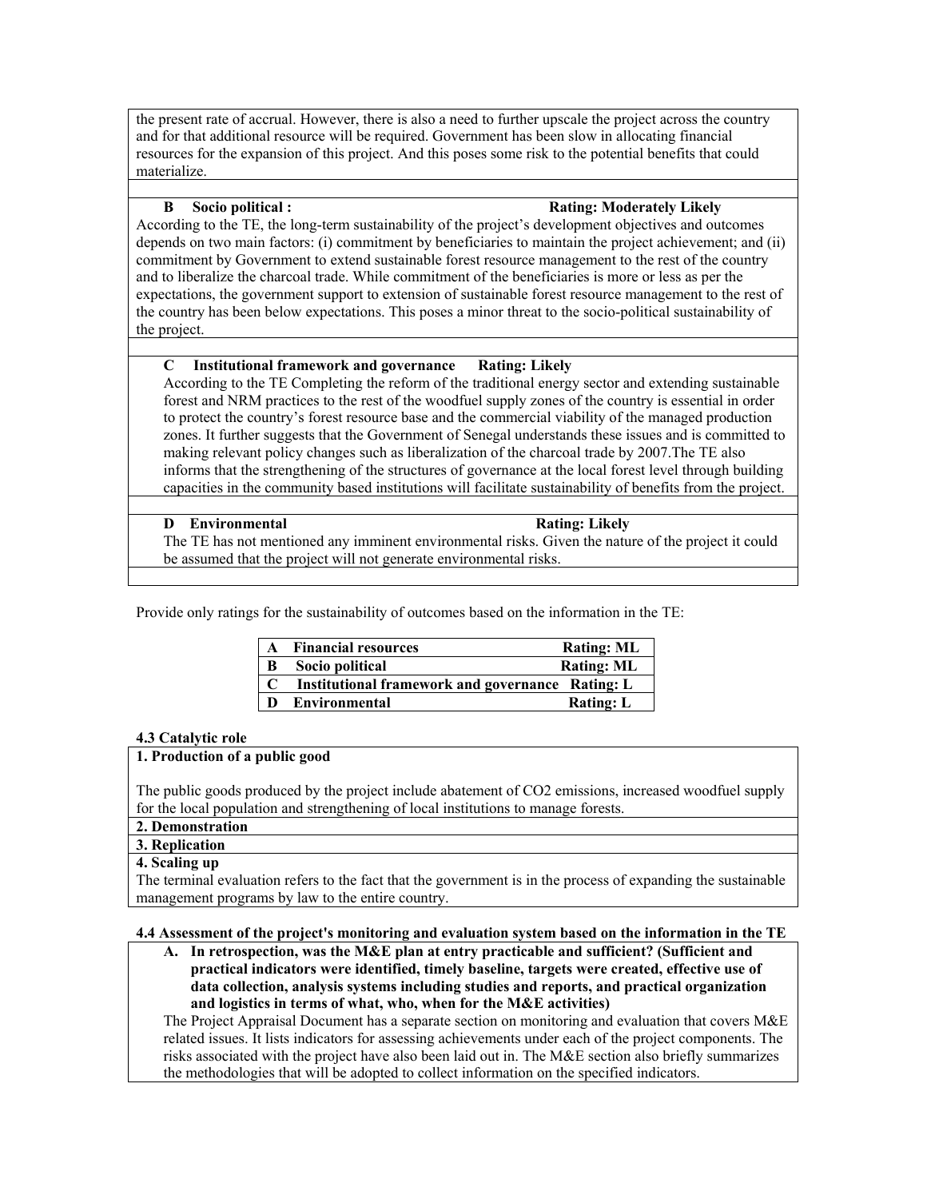the present rate of accrual. However, there is also a need to further upscale the project across the country and for that additional resource will be required. Government has been slow in allocating financial resources for the expansion of this project. And this poses some risk to the potential benefits that could materialize.

**B Socio political : Rating: Moderately Likely**

According to the TE, the long-term sustainability of the project's development objectives and outcomes depends on two main factors: (i) commitment by beneficiaries to maintain the project achievement; and (ii) commitment by Government to extend sustainable forest resource management to the rest of the country and to liberalize the charcoal trade. While commitment of the beneficiaries is more or less as per the expectations, the government support to extension of sustainable forest resource management to the rest of the country has been below expectations. This poses a minor threat to the socio-political sustainability of the project.

**C Institutional framework and governance Rating: Likely**

According to the TE Completing the reform of the traditional energy sector and extending sustainable forest and NRM practices to the rest of the woodfuel supply zones of the country is essential in order to protect the country's forest resource base and the commercial viability of the managed production zones. It further suggests that the Government of Senegal understands these issues and is committed to making relevant policy changes such as liberalization of the charcoal trade by 2007.The TE also informs that the strengthening of the structures of governance at the local forest level through building capacities in the community based institutions will facilitate sustainability of benefits from the project.

**D Environmental Rating: Likely**

The TE has not mentioned any imminent environmental risks. Given the nature of the project it could be assumed that the project will not generate environmental risks.

Provide only ratings for the sustainability of outcomes based on the information in the TE:

| | | |
|---|---|---|
| **A** | **Financial resources** | **Rating: ML** |
| **B** | **Socio political** | **Rating: ML** |
| **C** | **Institutional framework and governance** | **Rating: L** |
| **D** | **Environmental** | **Rating: L** |

**4.3 Catalytic role**

**1. Production of a public good**

The public goods produced by the project include abatement of $CO_2$ emissions, increased woodfuel supply for the local population and strengthening of local institutions to manage forests.

**2. Demonstration**

**3. Replication**

**4. Scaling up**

The terminal evaluation refers to the fact that the government is in the process of expanding the sustainable management programs by law to the entire country.

**4.4 Assessment of the project's monitoring and evaluation system based on the information in the TE**

**A. In retrospection, was the M&E plan at entry practicable and sufficient? (Sufficient and practical indicators were identified, timely baseline, targets were created, effective use of data collection, analysis systems including studies and reports, and practical organization and logistics in terms of what, who, when for the M&E activities)**

The Project Appraisal Document has a separate section on monitoring and evaluation that covers M&E related issues. It lists indicators for assessing achievements under each of the project components. The risks associated with the project have also been laid out in. The M&E section also briefly summarizes the methodologies that will be adopted to collect information on the specified indicators.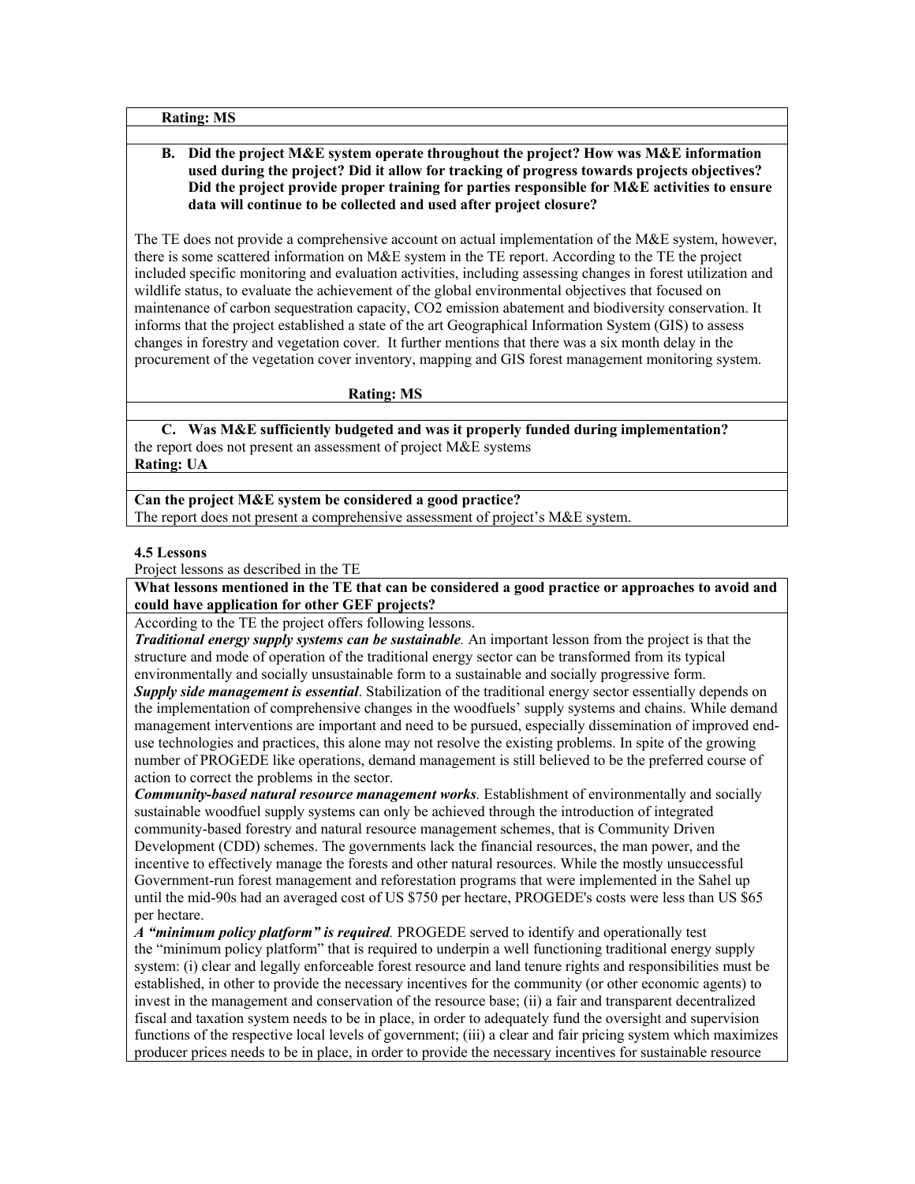**Rating: MS**

**B. Did the project M&E system operate throughout the project? How was M&E information used during the project? Did it allow for tracking of progress towards projects objectives? Did the project provide proper training for parties responsible for M&E activities to ensure data will continue to be collected and used after project closure?**

The TE does not provide a comprehensive account on actual implementation of the M&E system, however, there is some scattered information on M&E system in the TE report. According to the TE the project included specific monitoring and evaluation activities, including assessing changes in forest utilization and wildlife status, to evaluate the achievement of the global environmental objectives that focused on maintenance of carbon sequestration capacity, $CO_2$ emission abatement and biodiversity conservation. It informs that the project established a state of the art Geographical Information System (GIS) to assess changes in forestry and vegetation cover. It further mentions that there was a six month delay in the procurement of the vegetation cover inventory, mapping and GIS forest management monitoring system.

**Rating: MS**

**C. Was M&E sufficiently budgeted and was it properly funded during implementation?**

the report does not present an assessment of project M&E systems

**Rating: UA**

**Can the project M&E system be considered a good practice?**

The report does not present a comprehensive assessment of project's M&E system.

**4.5 Lessons**

Project lessons as described in the TE

**What lessons mentioned in the TE that can be considered a good practice or approaches to avoid and could have application for other GEF projects?**

According to the TE the project offers following lessons.

***Traditional energy supply systems can be sustainable.*** An important lesson from the project is that the structure and mode of operation of the traditional energy sector can be transformed from its typical environmentally and socially unsustainable form to a sustainable and socially progressive form.

***Supply side management is essential***. Stabilization of the traditional energy sector essentially depends on the implementation of comprehensive changes in the woodfuels' supply systems and chains. While demand management interventions are important and need to be pursued, especially dissemination of improved end-use technologies and practices, this alone may not resolve the existing problems. In spite of the growing number of PROGEDE like operations, demand management is still believed to be the preferred course of action to correct the problems in the sector.

***Community-based natural resource management works.*** Establishment of environmentally and socially sustainable woodfuel supply systems can only be achieved through the introduction of integrated community-based forestry and natural resource management schemes, that is Community Driven Development (CDD) schemes. The governments lack the financial resources, the man power, and the incentive to effectively manage the forests and other natural resources. While the mostly unsuccessful Government-run forest management and reforestation programs that were implemented in the Sahel up until the mid-90s had an averaged cost of US $750 per hectare, PROGEDE's costs were less than US $65 per hectare.

***A "minimum policy platform" is required.*** PROGEDE served to identify and operationally test the "minimum policy platform" that is required to underpin a well functioning traditional energy supply system: (i) clear and legally enforceable forest resource and land tenure rights and responsibilities must be established, in other to provide the necessary incentives for the community (or other economic agents) to invest in the management and conservation of the resource base; (ii) a fair and transparent decentralized fiscal and taxation system needs to be in place, in order to adequately fund the oversight and supervision functions of the respective local levels of government; (iii) a clear and fair pricing system which maximizes producer prices needs to be in place, in order to provide the necessary incentives for sustainable resource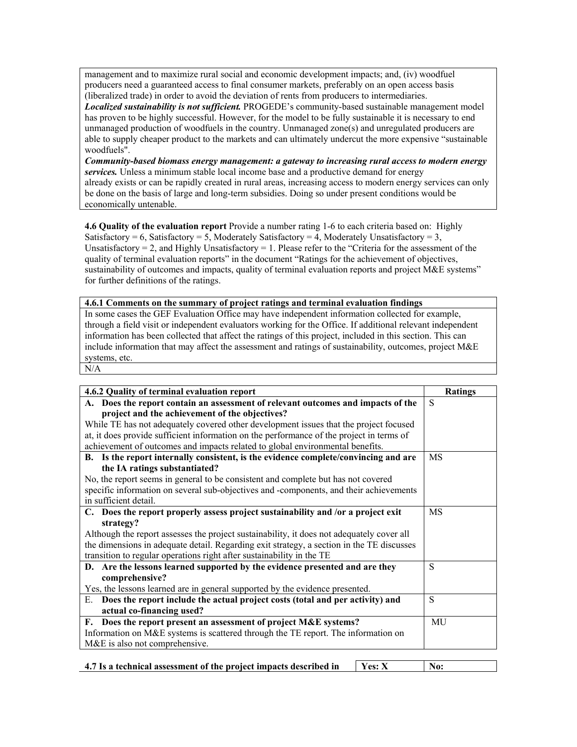management and to maximize rural social and economic development impacts; and, (iv) woodfuel producers need a guaranteed access to final consumer markets, preferably on an open access basis (liberalized trade) in order to avoid the deviation of rents from producers to intermediaries.
***Localized sustainability is not sufficient.*** PROGEDE's community-based sustainable management model has proven to be highly successful. However, for the model to be fully sustainable it is necessary to end unmanaged production of woodfuels in the country. Unmanaged zone(s) and unregulated producers are able to supply cheaper product to the markets and can ultimately undercut the more expensive "sustainable woodfuels".
***Community-based biomass energy management: a gateway to increasing rural access to modern energy services.*** Unless a minimum stable local income base and a productive demand for energy already exists or can be rapidly created in rural areas, increasing access to modern energy services can only be done on the basis of large and long-term subsidies. Doing so under present conditions would be economically untenable.

**4.6 Quality of the evaluation report** Provide a number rating 1-6 to each criteria based on: Highly Satisfactory = 6, Satisfactory = 5, Moderately Satisfactory = 4, Moderately Unsatisfactory = 3, Unsatisfactory = 2, and Highly Unsatisfactory = 1. Please refer to the "Criteria for the assessment of the quality of terminal evaluation reports" in the document "Ratings for the achievement of objectives, sustainability of outcomes and impacts, quality of terminal evaluation reports and project M&E systems" for further definitions of the ratings.

| **4.6.1 Comments on the summary of project ratings and terminal evaluation findings** |
|---|
| In some cases the GEF Evaluation Office may have independent information collected for example, through a field visit or independent evaluators working for the Office. If additional relevant independent information has been collected that affect the ratings of this project, included in this section. This can include information that may affect the assessment and ratings of sustainability, outcomes, project M&E systems, etc. |
| N/A |

| **4.6.2 Quality of terminal evaluation report** | **Ratings** |
|---|---|
| **A. Does the report contain an assessment of relevant outcomes and impacts of the project and the achievement of the objectives?** While TE has not adequately covered other development issues that the project focused at, it does provide sufficient information on the performance of the project in terms of achievement of outcomes and impacts related to global environmental benefits. | S |
| **B. Is the report internally consistent, is the evidence complete/convincing and are the IA ratings substantiated?** No, the report seems in general to be consistent and complete but has not covered specific information on several sub-objectives and -components, and their achievements in sufficient detail. | MS |
| **C. Does the report properly assess project sustainability and /or a project exit strategy?** Although the report assesses the project sustainability, it does not adequately cover all the dimensions in adequate detail. Regarding exit strategy, a section in the TE discusses transition to regular operations right after sustainability in the TE | MS |
| **D. Are the lessons learned supported by the evidence presented and are they comprehensive?** Yes, the lessons learned are in general supported by the evidence presented. | S |
| E. **Does the report include the actual project costs (total and per activity) and actual co-financing used?** | S |
| **F. Does the report present an assessment of project M&E systems?** Information on M&E systems is scattered through the TE report. The information on M&E is also not comprehensive. | MU |

| **4.7 Is a technical assessment of the project impacts described in** | **Yes: X** | **No:** |
|---|---|---|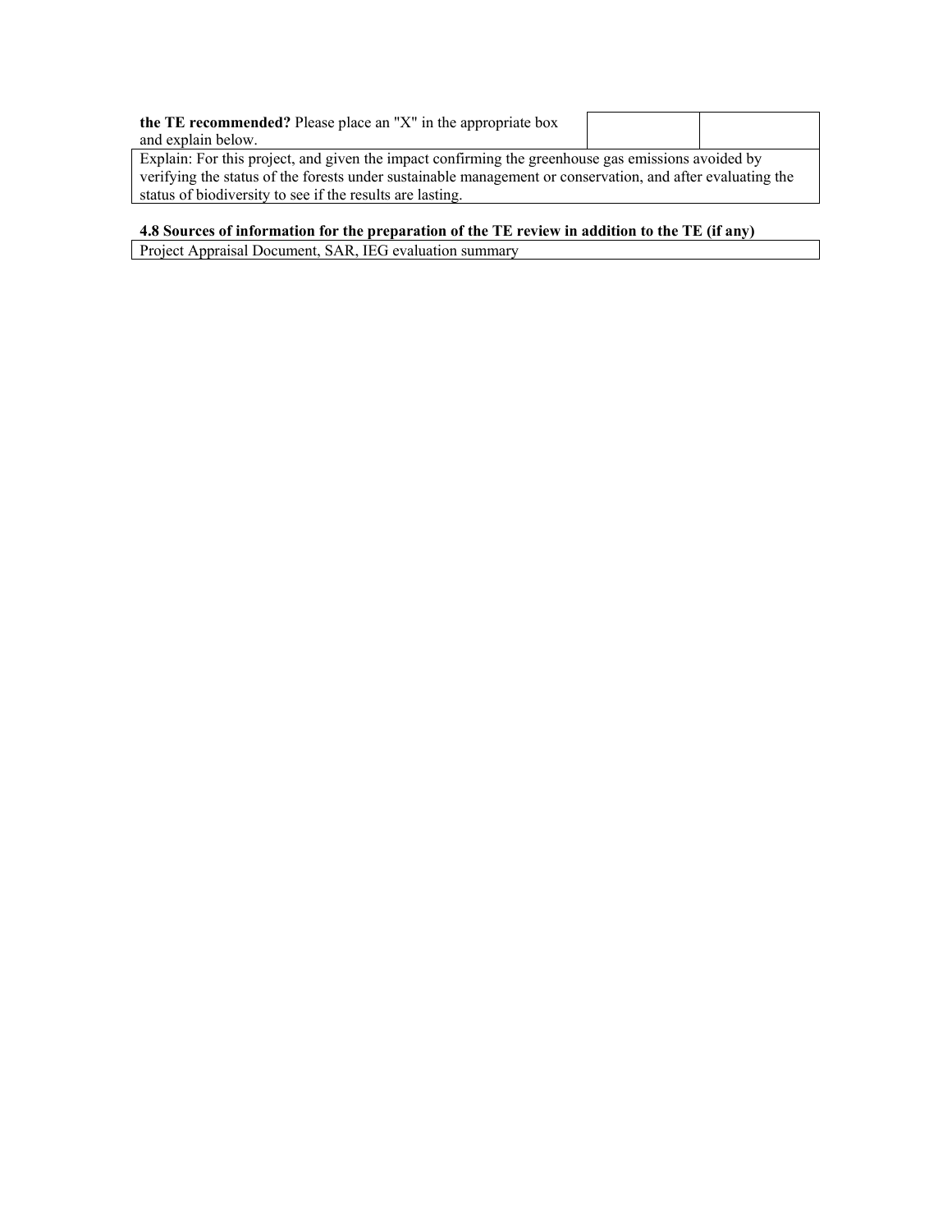| **the TE recommended?** Please place an "X" in the appropriate box and explain below. | | |
|---|---|---|
| Explain: For this project, and given the impact confirming the greenhouse gas emissions avoided by verifying the status of the forests under sustainable management or conservation, and after evaluating the status of biodiversity to see if the results are lasting. | | |

**4.8 Sources of information for the preparation of the TE review in addition to the TE (if any)**

| |
|---|
| Project Appraisal Document, SAR, IEG evaluation summary |